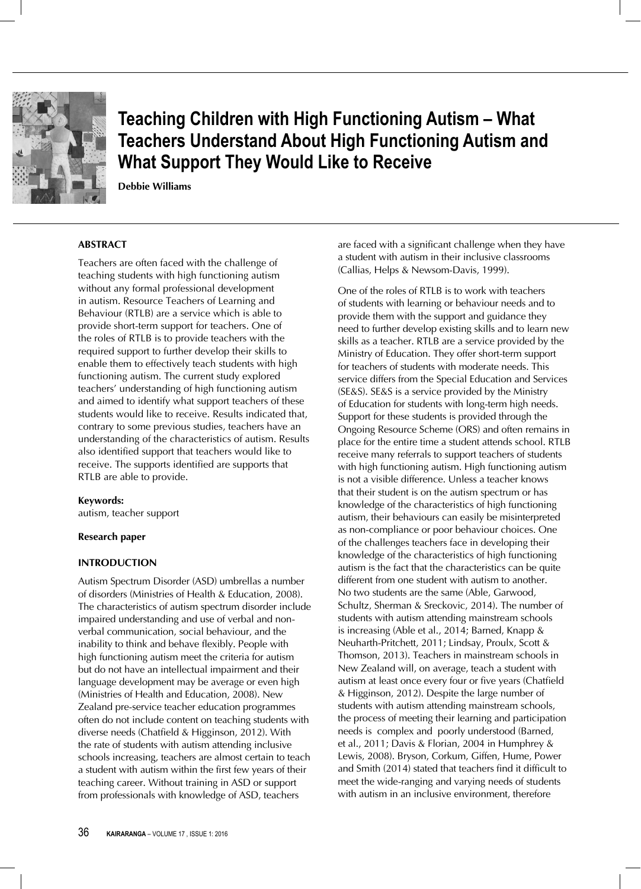# Teaching Children with High Functioning Autism – What Teachers Understand About High Functioning Autism and What Support They Would Like to Receive

**Debbie Williams**

## ABSTRACT

Teachers are often faced with the challenge of teaching students with high functioning autism without any formal professional development in autism. Resource Teachers of Learning and Behaviour (RTLB) are a service which is able to provide short-term support for teachers. One of the roles of RTLB is to provide teachers with the required support to further develop their skills to enable them to effectively teach students with high functioning autism. The current study explored teachers' understanding of high functioning autism and aimed to identify what support teachers of these students would like to receive. Results indicated that, contrary to some previous studies, teachers have an understanding of the characteristics of autism. Results also identified support that teachers would like to receive. The supports identified are supports that RTLB are able to provide.

**Keywords:**
autism, teacher support

**Research paper**

## INTRODUCTION

Autism Spectrum Disorder (ASD) umbrellas a number of disorders (Ministries of Health & Education, 2008). The characteristics of autism spectrum disorder include impaired understanding and use of verbal and non-verbal communication, social behaviour, and the inability to think and behave flexibly. People with high functioning autism meet the criteria for autism but do not have an intellectual impairment and their language development may be average or even high (Ministries of Health and Education, 2008). New Zealand pre-service teacher education programmes often do not include content on teaching students with diverse needs (Chatfield & Higginson, 2012). With the rate of students with autism attending inclusive schools increasing, teachers are almost certain to teach a student with autism within the first few years of their teaching career. Without training in ASD or support from professionals with knowledge of ASD, teachers are faced with a significant challenge when they have a student with autism in their inclusive classrooms (Callias, Helps & Newsom-Davis, 1999).

One of the roles of RTLB is to work with teachers of students with learning or behaviour needs and to provide them with the support and guidance they need to further develop existing skills and to learn new skills as a teacher. RTLB are a service provided by the Ministry of Education. They offer short-term support for teachers of students with moderate needs. This service differs from the Special Education and Services (SE&S). SE&S is a service provided by the Ministry of Education for students with long-term high needs. Support for these students is provided through the Ongoing Resource Scheme (ORS) and often remains in place for the entire time a student attends school. RTLB receive many referrals to support teachers of students with high functioning autism. High functioning autism is not a visible difference. Unless a teacher knows that their student is on the autism spectrum or has knowledge of the characteristics of high functioning autism, their behaviours can easily be misinterpreted as non-compliance or poor behaviour choices. One of the challenges teachers face in developing their knowledge of the characteristics of high functioning autism is the fact that the characteristics can be quite different from one student with autism to another. No two students are the same (Able, Garwood, Schultz, Sherman & Sreckovic, 2014). The number of students with autism attending mainstream schools is increasing (Able et al., 2014; Barned, Knapp & Neuharth-Pritchett, 2011; Lindsay, Proulx, Scott & Thomson, 2013). Teachers in mainstream schools in New Zealand will, on average, teach a student with autism at least once every four or five years (Chatfield & Higginson, 2012). Despite the large number of students with autism attending mainstream schools, the process of meeting their learning and participation needs is complex and poorly understood (Barned, et al., 2011; Davis & Florian, 2004 in Humphrey & Lewis, 2008). Bryson, Corkum, Giffen, Hume, Power and Smith (2014) stated that teachers find it difficult to meet the wide-ranging and varying needs of students with autism in an inclusive environment, therefore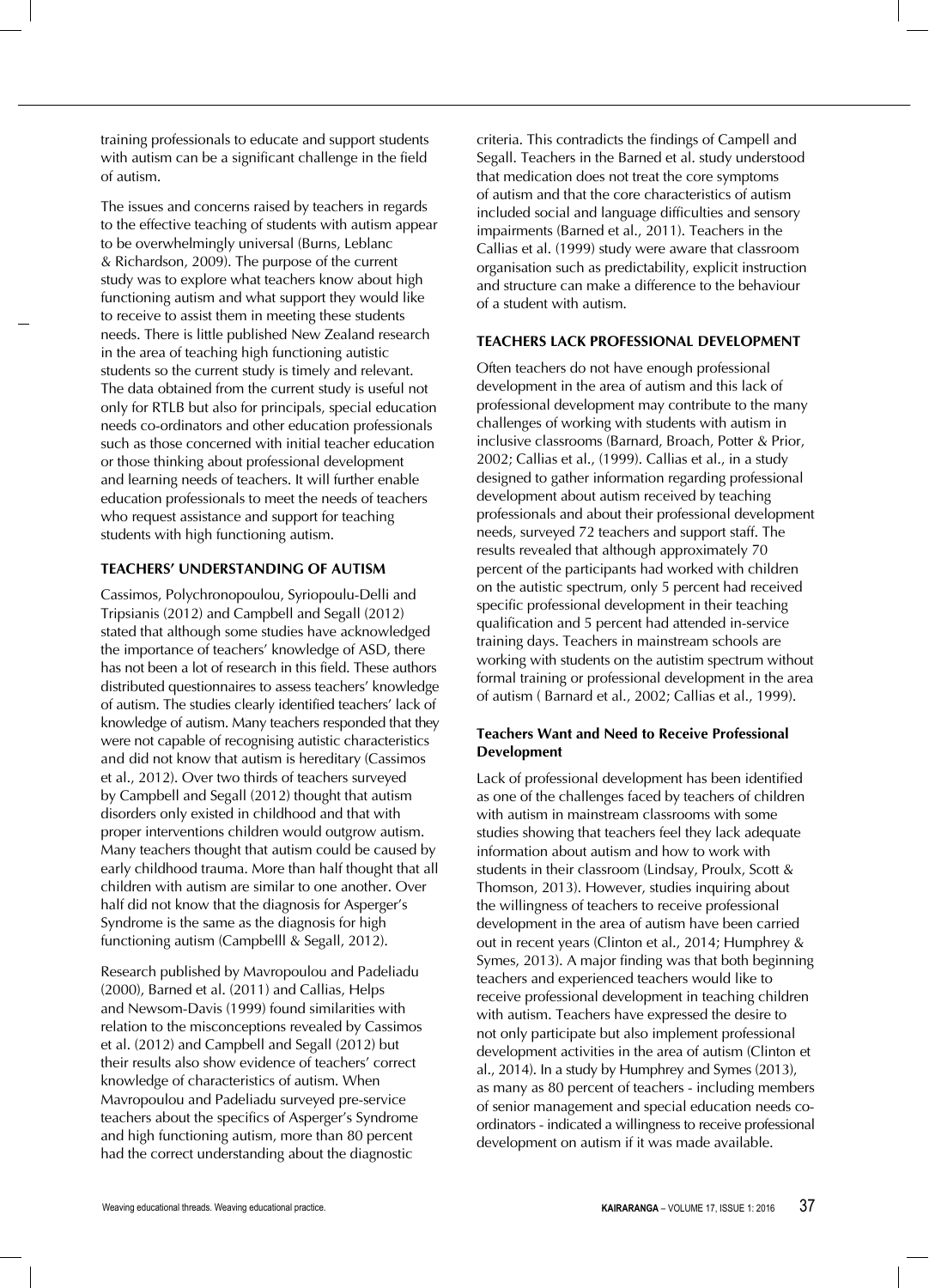training professionals to educate and support students with autism can be a significant challenge in the field of autism.

The issues and concerns raised by teachers in regards to the effective teaching of students with autism appear to be overwhelmingly universal (Burns, Leblanc & Richardson, 2009). The purpose of the current study was to explore what teachers know about high functioning autism and what support they would like to receive to assist them in meeting these students needs. There is little published New Zealand research in the area of teaching high functioning autistic students so the current study is timely and relevant. The data obtained from the current study is useful not only for RTLB but also for principals, special education needs co-ordinators and other education professionals such as those concerned with initial teacher education or those thinking about professional development and learning needs of teachers. It will further enable education professionals to meet the needs of teachers who request assistance and support for teaching students with high functioning autism.

## TEACHERS' UNDERSTANDING OF AUTISM

Cassimos, Polychronopoulou, Syriopoulu-Delli and Tripsianis (2012) and Campbell and Segall (2012) stated that although some studies have acknowledged the importance of teachers' knowledge of ASD, there has not been a lot of research in this field. These authors distributed questionnaires to assess teachers' knowledge of autism. The studies clearly identified teachers' lack of knowledge of autism. Many teachers responded that they were not capable of recognising autistic characteristics and did not know that autism is hereditary (Cassimos et al., 2012). Over two thirds of teachers surveyed by Campbell and Segall (2012) thought that autism disorders only existed in childhood and that with proper interventions children would outgrow autism. Many teachers thought that autism could be caused by early childhood trauma. More than half thought that all children with autism are similar to one another. Over half did not know that the diagnosis for Asperger's Syndrome is the same as the diagnosis for high functioning autism (Campbelll & Segall, 2012).

Research published by Mavropoulou and Padeliadu (2000), Barned et al. (2011) and Callias, Helps and Newsom-Davis (1999) found similarities with relation to the misconceptions revealed by Cassimos et al. (2012) and Campbell and Segall (2012) but their results also show evidence of teachers' correct knowledge of characteristics of autism. When Mavropoulou and Padeliadu surveyed pre-service teachers about the specifics of Asperger's Syndrome and high functioning autism, more than 80 percent had the correct understanding about the diagnostic criteria. This contradicts the findings of Campell and Segall. Teachers in the Barned et al. study understood that medication does not treat the core symptoms of autism and that the core characteristics of autism included social and language difficulties and sensory impairments (Barned et al., 2011). Teachers in the Callias et al. (1999) study were aware that classroom organisation such as predictability, explicit instruction and structure can make a difference to the behaviour of a student with autism.

## TEACHERS LACK PROFESSIONAL DEVELOPMENT

Often teachers do not have enough professional development in the area of autism and this lack of professional development may contribute to the many challenges of working with students with autism in inclusive classrooms (Barnard, Broach, Potter & Prior, 2002; Callias et al., (1999). Callias et al., in a study designed to gather information regarding professional development about autism received by teaching professionals and about their professional development needs, surveyed 72 teachers and support staff. The results revealed that although approximately 70 percent of the participants had worked with children on the autistic spectrum, only 5 percent had received specific professional development in their teaching qualification and 5 percent had attended in-service training days. Teachers in mainstream schools are working with students on the autistim spectrum without formal training or professional development in the area of autism ( Barnard et al., 2002; Callias et al., 1999).

### Teachers Want and Need to Receive Professional Development

Lack of professional development has been identified as one of the challenges faced by teachers of children with autism in mainstream classrooms with some studies showing that teachers feel they lack adequate information about autism and how to work with students in their classroom (Lindsay, Proulx, Scott & Thomson, 2013). However, studies inquiring about the willingness of teachers to receive professional development in the area of autism have been carried out in recent years (Clinton et al., 2014; Humphrey & Symes, 2013). A major finding was that both beginning teachers and experienced teachers would like to receive professional development in teaching children with autism. Teachers have expressed the desire to not only participate but also implement professional development activities in the area of autism (Clinton et al., 2014). In a study by Humphrey and Symes (2013), as many as 80 percent of teachers - including members of senior management and special education needs co-ordinators - indicated a willingness to receive professional development on autism if it was made available.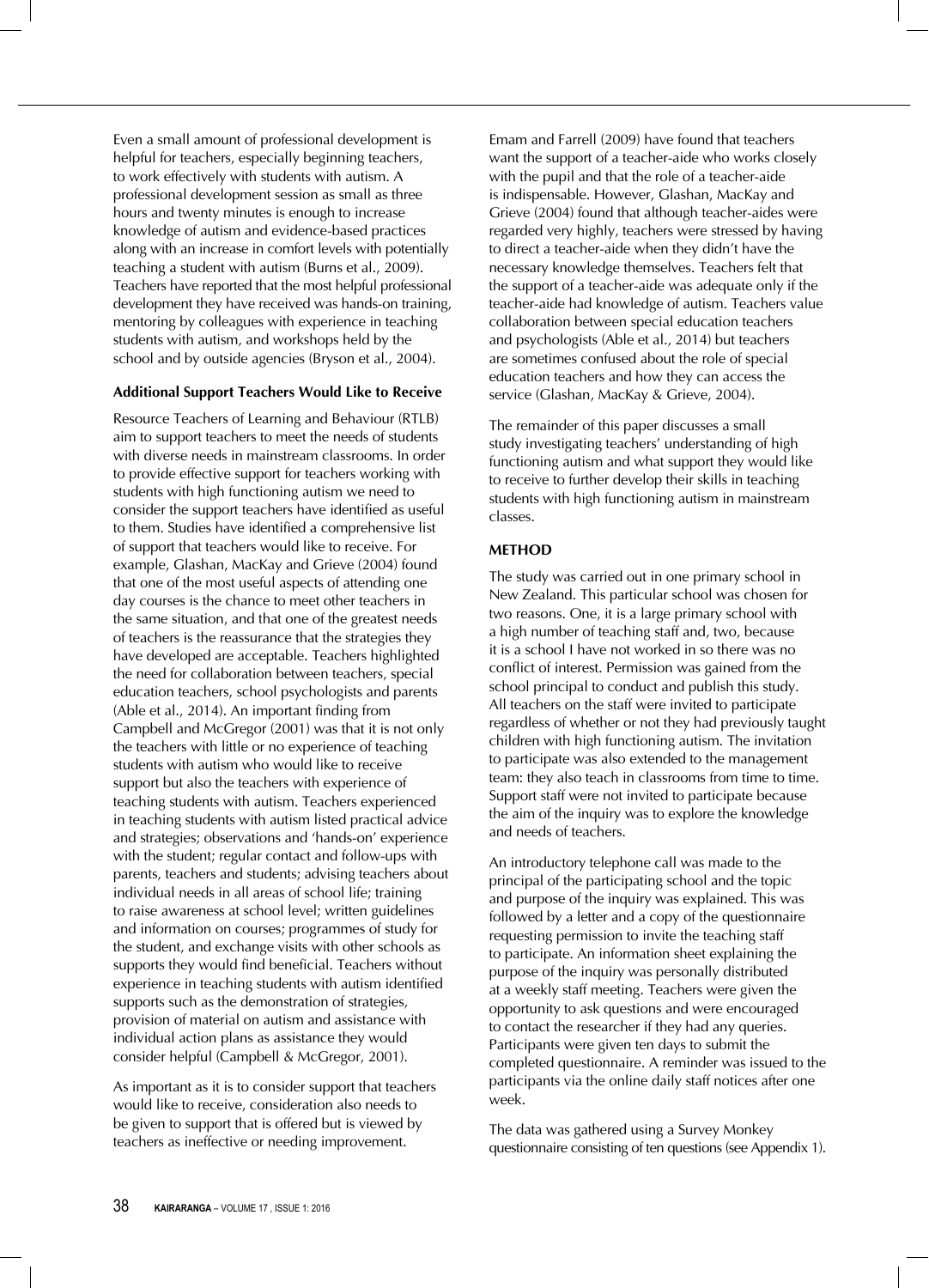Even a small amount of professional development is helpful for teachers, especially beginning teachers, to work effectively with students with autism. A professional development session as small as three hours and twenty minutes is enough to increase knowledge of autism and evidence-based practices along with an increase in comfort levels with potentially teaching a student with autism (Burns et al., 2009). Teachers have reported that the most helpful professional development they have received was hands-on training, mentoring by colleagues with experience in teaching students with autism, and workshops held by the school and by outside agencies (Bryson et al., 2004).

**Additional Support Teachers Would Like to Receive**

Resource Teachers of Learning and Behaviour (RTLB) aim to support teachers to meet the needs of students with diverse needs in mainstream classrooms. In order to provide effective support for teachers working with students with high functioning autism we need to consider the support teachers have identified as useful to them. Studies have identified a comprehensive list of support that teachers would like to receive. For example, Glashan, MacKay and Grieve (2004) found that one of the most useful aspects of attending one day courses is the chance to meet other teachers in the same situation, and that one of the greatest needs of teachers is the reassurance that the strategies they have developed are acceptable. Teachers highlighted the need for collaboration between teachers, special education teachers, school psychologists and parents (Able et al., 2014). An important finding from Campbell and McGregor (2001) was that it is not only the teachers with little or no experience of teaching students with autism who would like to receive support but also the teachers with experience of teaching students with autism. Teachers experienced in teaching students with autism listed practical advice and strategies; observations and 'hands-on' experience with the student; regular contact and follow-ups with parents, teachers and students; advising teachers about individual needs in all areas of school life; training to raise awareness at school level; written guidelines and information on courses; programmes of study for the student, and exchange visits with other schools as supports they would find beneficial. Teachers without experience in teaching students with autism identified supports such as the demonstration of strategies, provision of material on autism and assistance with individual action plans as assistance they would consider helpful (Campbell & McGregor, 2001).

As important as it is to consider support that teachers would like to receive, consideration also needs to be given to support that is offered but is viewed by teachers as ineffective or needing improvement. Emam and Farrell (2009) have found that teachers want the support of a teacher-aide who works closely with the pupil and that the role of a teacher-aide is indispensable. However, Glashan, MacKay and Grieve (2004) found that although teacher-aides were regarded very highly, teachers were stressed by having to direct a teacher-aide when they didn't have the necessary knowledge themselves. Teachers felt that the support of a teacher-aide was adequate only if the teacher-aide had knowledge of autism. Teachers value collaboration between special education teachers and psychologists (Able et al., 2014) but teachers are sometimes confused about the role of special education teachers and how they can access the service (Glashan, MacKay & Grieve, 2004).

The remainder of this paper discusses a small study investigating teachers' understanding of high functioning autism and what support they would like to receive to further develop their skills in teaching students with high functioning autism in mainstream classes.

**METHOD**

The study was carried out in one primary school in New Zealand. This particular school was chosen for two reasons. One, it is a large primary school with a high number of teaching staff and, two, because it is a school I have not worked in so there was no conflict of interest. Permission was gained from the school principal to conduct and publish this study. All teachers on the staff were invited to participate regardless of whether or not they had previously taught children with high functioning autism. The invitation to participate was also extended to the management team: they also teach in classrooms from time to time. Support staff were not invited to participate because the aim of the inquiry was to explore the knowledge and needs of teachers.

An introductory telephone call was made to the principal of the participating school and the topic and purpose of the inquiry was explained. This was followed by a letter and a copy of the questionnaire requesting permission to invite the teaching staff to participate. An information sheet explaining the purpose of the inquiry was personally distributed at a weekly staff meeting. Teachers were given the opportunity to ask questions and were encouraged to contact the researcher if they had any queries. Participants were given ten days to submit the completed questionnaire. A reminder was issued to the participants via the online daily staff notices after one week.

The data was gathered using a Survey Monkey questionnaire consisting of ten questions (see Appendix 1).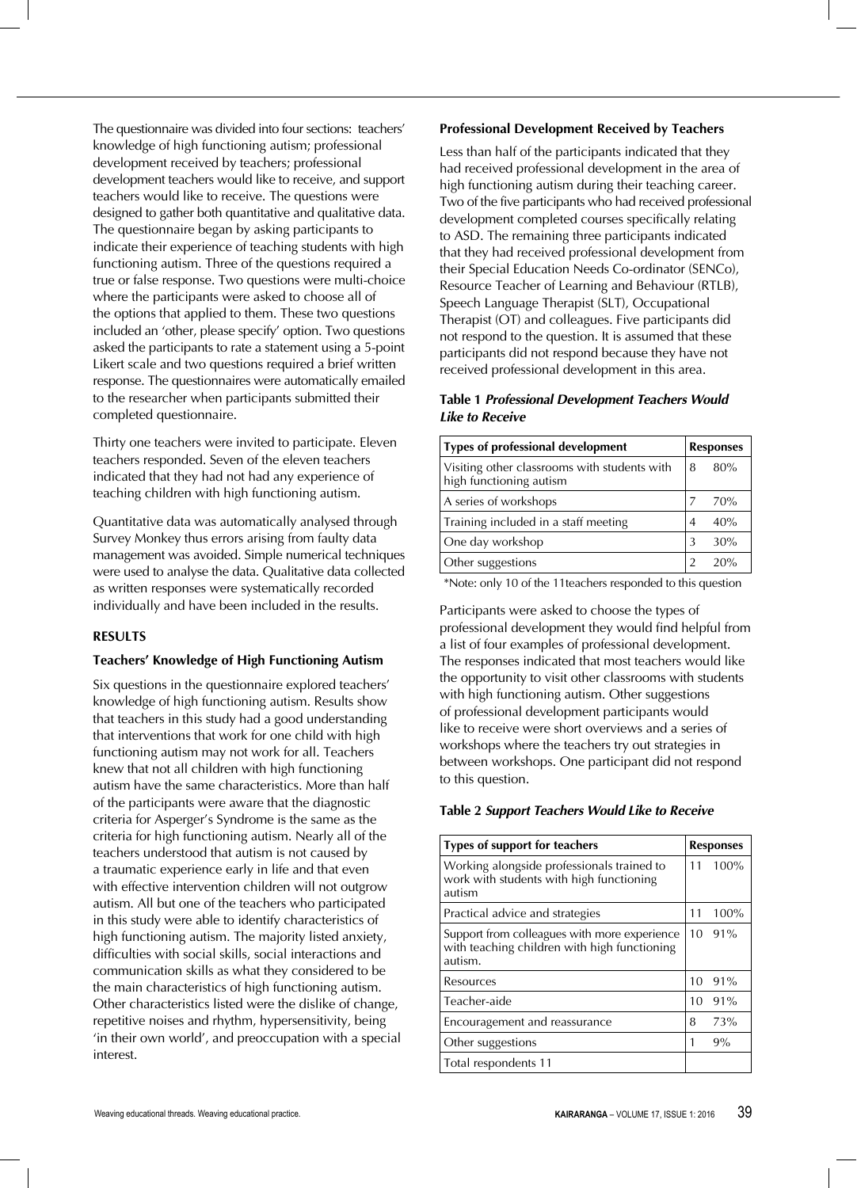The questionnaire was divided into four sections: teachers' knowledge of high functioning autism; professional development received by teachers; professional development teachers would like to receive, and support teachers would like to receive. The questions were designed to gather both quantitative and qualitative data. The questionnaire began by asking participants to indicate their experience of teaching students with high functioning autism. Three of the questions required a true or false response. Two questions were multi-choice where the participants were asked to choose all of the options that applied to them. These two questions included an 'other, please specify' option. Two questions asked the participants to rate a statement using a 5-point Likert scale and two questions required a brief written response. The questionnaires were automatically emailed to the researcher when participants submitted their completed questionnaire.

Thirty one teachers were invited to participate. Eleven teachers responded. Seven of the eleven teachers indicated that they had not had any experience of teaching children with high functioning autism.

Quantitative data was automatically analysed through Survey Monkey thus errors arising from faulty data management was avoided. Simple numerical techniques were used to analyse the data. Qualitative data collected as written responses were systematically recorded individually and have been included in the results.

## RESULTS

### Teachers' Knowledge of High Functioning Autism

Six questions in the questionnaire explored teachers' knowledge of high functioning autism. Results show that teachers in this study had a good understanding that interventions that work for one child with high functioning autism may not work for all. Teachers knew that not all children with high functioning autism have the same characteristics. More than half of the participants were aware that the diagnostic criteria for Asperger's Syndrome is the same as the criteria for high functioning autism. Nearly all of the teachers understood that autism is not caused by a traumatic experience early in life and that even with effective intervention children will not outgrow autism. All but one of the teachers who participated in this study were able to identify characteristics of high functioning autism. The majority listed anxiety, difficulties with social skills, social interactions and communication skills as what they considered to be the main characteristics of high functioning autism. Other characteristics listed were the dislike of change, repetitive noises and rhythm, hypersensitivity, being 'in their own world', and preoccupation with a special interest.

### Professional Development Received by Teachers

Less than half of the participants indicated that they had received professional development in the area of high functioning autism during their teaching career. Two of the five participants who had received professional development completed courses specifically relating to ASD. The remaining three participants indicated that they had received professional development from their Special Education Needs Co-ordinator (SENCo), Resource Teacher of Learning and Behaviour (RTLB), Speech Language Therapist (SLT), Occupational Therapist (OT) and colleagues. Five participants did not respond to the question. It is assumed that these participants did not respond because they have not received professional development in this area.

**Table 1** ***Professional Development Teachers Would Like to Receive***

| Types of professional development | Responses | |
|---|---|---|
| Visiting other classrooms with students with high functioning autism | 8 | 80% |
| A series of workshops | 7 | 70% |
| Training included in a staff meeting | 4 | 40% |
| One day workshop | 3 | 30% |
| Other suggestions | 2 | 20% |

*Note: only 10 of the 11teachers responded to this question

Participants were asked to choose the types of professional development they would find helpful from a list of four examples of professional development. The responses indicated that most teachers would like the opportunity to visit other classrooms with students with high functioning autism. Other suggestions of professional development participants would like to receive were short overviews and a series of workshops where the teachers try out strategies in between workshops. One participant did not respond to this question.

**Table 2** ***Support Teachers Would Like to Receive***

| Types of support for teachers | Responses | |
|---|---|---|
| Working alongside professionals trained to work with students with high functioning autism | 11 | 100% |
| Practical advice and strategies | 11 | 100% |
| Support from colleagues with more experience with teaching children with high functioning autism. | 10 | 91% |
| Resources | 10 | 91% |
| Teacher-aide | 10 | 91% |
| Encouragement and reassurance | 8 | 73% |
| Other suggestions | 1 | 9% |
| Total respondents 11 | | |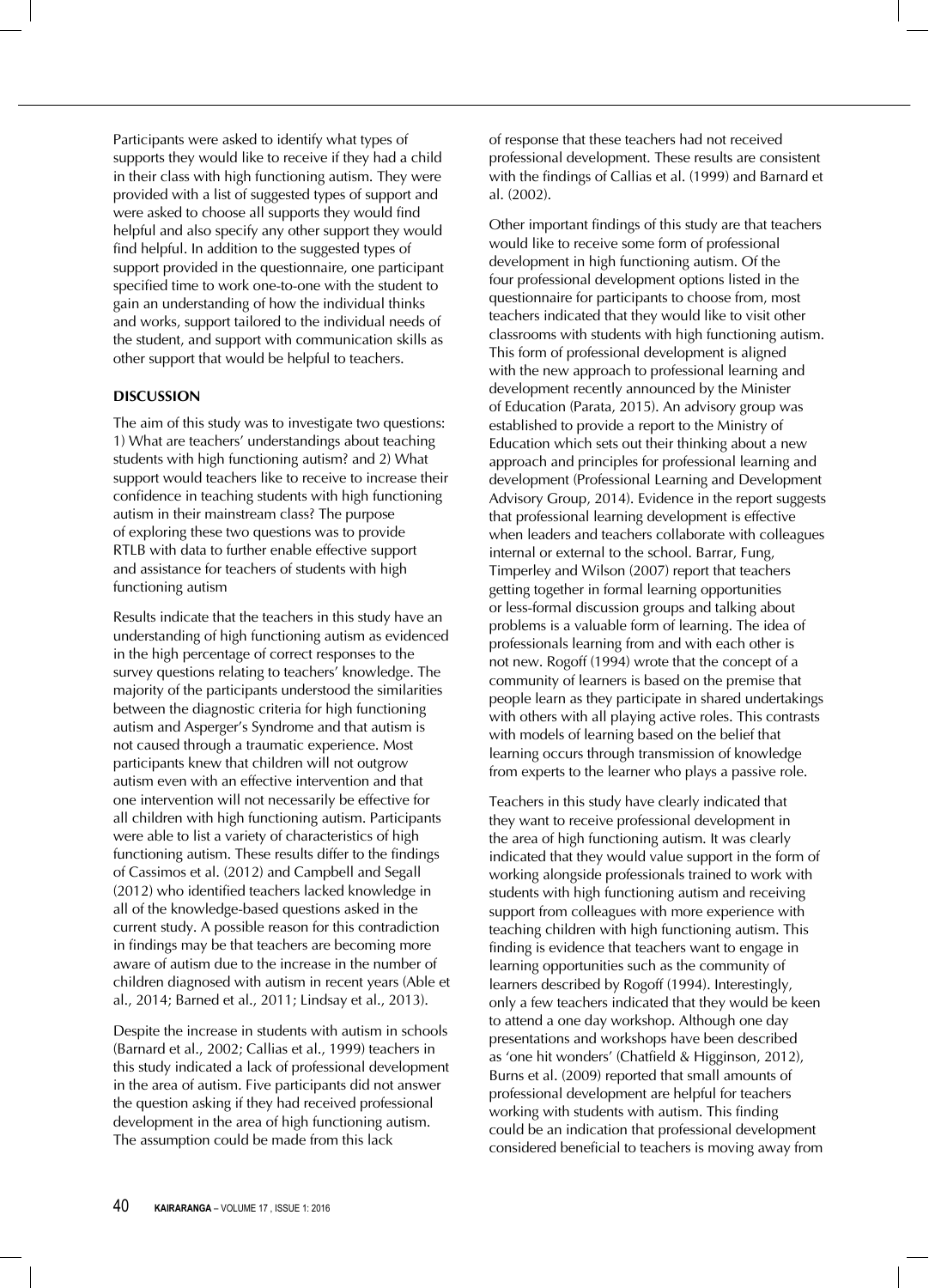Participants were asked to identify what types of supports they would like to receive if they had a child in their class with high functioning autism. They were provided with a list of suggested types of support and were asked to choose all supports they would find helpful and also specify any other support they would find helpful. In addition to the suggested types of support provided in the questionnaire, one participant specified time to work one-to-one with the student to gain an understanding of how the individual thinks and works, support tailored to the individual needs of the student, and support with communication skills as other support that would be helpful to teachers.

## DISCUSSION

The aim of this study was to investigate two questions: 1) What are teachers' understandings about teaching students with high functioning autism? and 2) What support would teachers like to receive to increase their confidence in teaching students with high functioning autism in their mainstream class? The purpose of exploring these two questions was to provide RTLB with data to further enable effective support and assistance for teachers of students with high functioning autism

Results indicate that the teachers in this study have an understanding of high functioning autism as evidenced in the high percentage of correct responses to the survey questions relating to teachers' knowledge. The majority of the participants understood the similarities between the diagnostic criteria for high functioning autism and Asperger's Syndrome and that autism is not caused through a traumatic experience. Most participants knew that children will not outgrow autism even with an effective intervention and that one intervention will not necessarily be effective for all children with high functioning autism. Participants were able to list a variety of characteristics of high functioning autism. These results differ to the findings of Cassimos et al. (2012) and Campbell and Segall (2012) who identified teachers lacked knowledge in all of the knowledge-based questions asked in the current study. A possible reason for this contradiction in findings may be that teachers are becoming more aware of autism due to the increase in the number of children diagnosed with autism in recent years (Able et al., 2014; Barned et al., 2011; Lindsay et al., 2013).

Despite the increase in students with autism in schools (Barnard et al., 2002; Callias et al., 1999) teachers in this study indicated a lack of professional development in the area of autism. Five participants did not answer the question asking if they had received professional development in the area of high functioning autism. The assumption could be made from this lack of response that these teachers had not received professional development. These results are consistent with the findings of Callias et al. (1999) and Barnard et al. (2002).

Other important findings of this study are that teachers would like to receive some form of professional development in high functioning autism. Of the four professional development options listed in the questionnaire for participants to choose from, most teachers indicated that they would like to visit other classrooms with students with high functioning autism. This form of professional development is aligned with the new approach to professional learning and development recently announced by the Minister of Education (Parata, 2015). An advisory group was established to provide a report to the Ministry of Education which sets out their thinking about a new approach and principles for professional learning and development (Professional Learning and Development Advisory Group, 2014). Evidence in the report suggests that professional learning development is effective when leaders and teachers collaborate with colleagues internal or external to the school. Barrar, Fung, Timperley and Wilson (2007) report that teachers getting together in formal learning opportunities or less-formal discussion groups and talking about problems is a valuable form of learning. The idea of professionals learning from and with each other is not new. Rogoff (1994) wrote that the concept of a community of learners is based on the premise that people learn as they participate in shared undertakings with others with all playing active roles. This contrasts with models of learning based on the belief that learning occurs through transmission of knowledge from experts to the learner who plays a passive role.

Teachers in this study have clearly indicated that they want to receive professional development in the area of high functioning autism. It was clearly indicated that they would value support in the form of working alongside professionals trained to work with students with high functioning autism and receiving support from colleagues with more experience with teaching children with high functioning autism. This finding is evidence that teachers want to engage in learning opportunities such as the community of learners described by Rogoff (1994). Interestingly, only a few teachers indicated that they would be keen to attend a one day workshop. Although one day presentations and workshops have been described as 'one hit wonders' (Chatfield & Higginson, 2012), Burns et al. (2009) reported that small amounts of professional development are helpful for teachers working with students with autism. This finding could be an indication that professional development considered beneficial to teachers is moving away from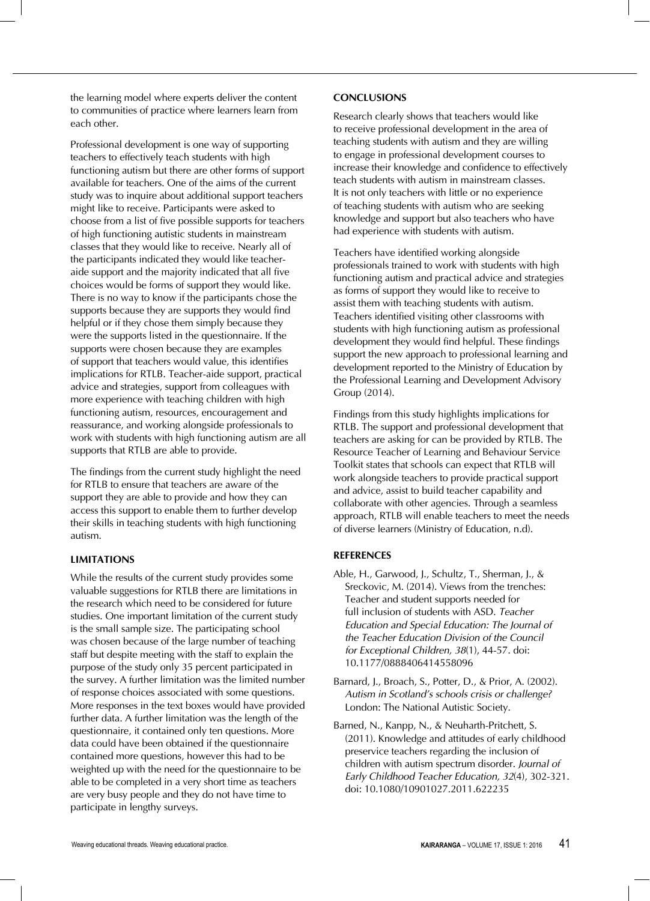the learning model where experts deliver the content to communities of practice where learners learn from each other.

Professional development is one way of supporting teachers to effectively teach students with high functioning autism but there are other forms of support available for teachers. One of the aims of the current study was to inquire about additional support teachers might like to receive. Participants were asked to choose from a list of five possible supports for teachers of high functioning autistic students in mainstream classes that they would like to receive. Nearly all of the participants indicated they would like teacher-aide support and the majority indicated that all five choices would be forms of support they would like. There is no way to know if the participants chose the supports because they are supports they would find helpful or if they chose them simply because they were the supports listed in the questionnaire. If the supports were chosen because they are examples of support that teachers would value, this identifies implications for RTLB. Teacher-aide support, practical advice and strategies, support from colleagues with more experience with teaching children with high functioning autism, resources, encouragement and reassurance, and working alongside professionals to work with students with high functioning autism are all supports that RTLB are able to provide.

The findings from the current study highlight the need for RTLB to ensure that teachers are aware of the support they are able to provide and how they can access this support to enable them to further develop their skills in teaching students with high functioning autism.

## LIMITATIONS

While the results of the current study provides some valuable suggestions for RTLB there are limitations in the research which need to be considered for future studies. One important limitation of the current study is the small sample size. The participating school was chosen because of the large number of teaching staff but despite meeting with the staff to explain the purpose of the study only 35 percent participated in the survey. A further limitation was the limited number of response choices associated with some questions. More responses in the text boxes would have provided further data. A further limitation was the length of the questionnaire, it contained only ten questions. More data could have been obtained if the questionnaire contained more questions, however this had to be weighted up with the need for the questionnaire to be able to be completed in a very short time as teachers are very busy people and they do not have time to participate in lengthy surveys.

## CONCLUSIONS

Research clearly shows that teachers would like to receive professional development in the area of teaching students with autism and they are willing to engage in professional development courses to increase their knowledge and confidence to effectively teach students with autism in mainstream classes. It is not only teachers with little or no experience of teaching students with autism who are seeking knowledge and support but also teachers who have had experience with students with autism.

Teachers have identified working alongside professionals trained to work with students with high functioning autism and practical advice and strategies as forms of support they would like to receive to assist them with teaching students with autism. Teachers identified visiting other classrooms with students with high functioning autism as professional development they would find helpful. These findings support the new approach to professional learning and development reported to the Ministry of Education by the Professional Learning and Development Advisory Group (2014).

Findings from this study highlights implications for RTLB. The support and professional development that teachers are asking for can be provided by RTLB. The Resource Teacher of Learning and Behaviour Service Toolkit states that schools can expect that RTLB will work alongside teachers to provide practical support and advice, assist to build teacher capability and collaborate with other agencies. Through a seamless approach, RTLB will enable teachers to meet the needs of diverse learners (Ministry of Education, n.d).

## REFERENCES

Able, H., Garwood, J., Schultz, T., Sherman, J., & Sreckovic, M. (2014). Views from the trenches: Teacher and student supports needed for full inclusion of students with ASD. *Teacher Education and Special Education: The Journal of the Teacher Education Division of the Council for Exceptional Children, 38*(1), 44-57. doi: 10.1177/0888406414558096

Barnard, J., Broach, S., Potter, D., & Prior, A. (2002). *Autism in Scotland's schools crisis or challenge?* London: The National Autistic Society.

Barned, N., Kanpp, N., & Neuharth-Pritchett, S. (2011). Knowledge and attitudes of early childhood preservice teachers regarding the inclusion of children with autism spectrum disorder. *Journal of Early Childhood Teacher Education, 32*(4), 302-321. doi: 10.1080/10901027.2011.622235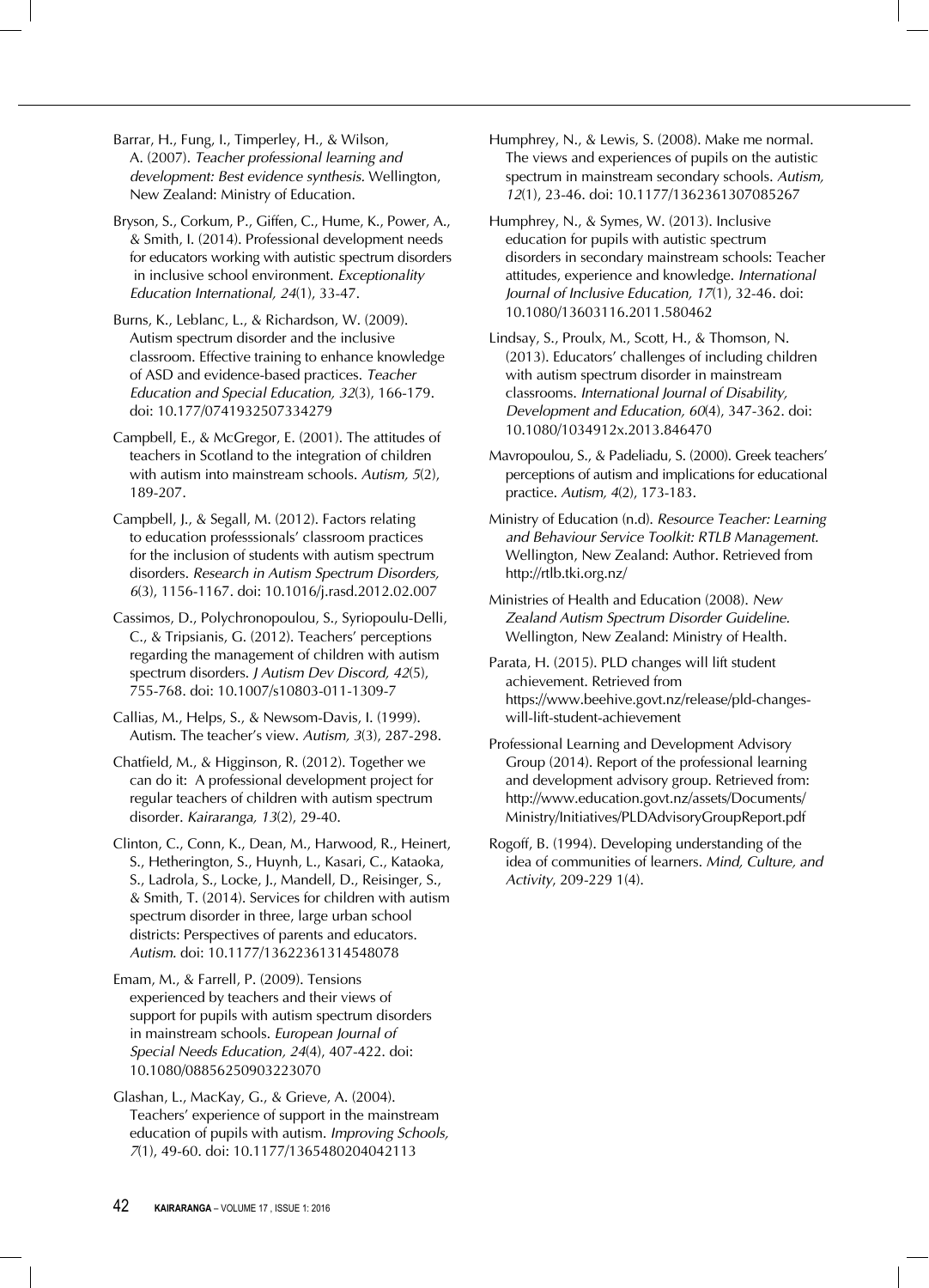Barrar, H., Fung, I., Timperley, H., & Wilson, A. (2007). *Teacher professional learning and development: Best evidence synthesis.* Wellington, New Zealand: Ministry of Education.

Bryson, S., Corkum, P., Giffen, C., Hume, K., Power, A., & Smith, I. (2014). Professional development needs for educators working with autistic spectrum disorders in inclusive school environment. *Exceptionality Education International, 24*(1), 33-47.

Burns, K., Leblanc, L., & Richardson, W. (2009). Autism spectrum disorder and the inclusive classroom. Effective training to enhance knowledge of ASD and evidence-based practices. *Teacher Education and Special Education, 32*(3), 166-179. doi: 10.177/0741932507334279

Campbell, E., & McGregor, E. (2001). The attitudes of teachers in Scotland to the integration of children with autism into mainstream schools. *Autism, 5*(2), 189-207.

Campbell, J., & Segall, M. (2012). Factors relating to education professsionals' classroom practices for the inclusion of students with autism spectrum disorders. *Research in Autism Spectrum Disorders, 6*(3), 1156-1167. doi: 10.1016/j.rasd.2012.02.007

Cassimos, D., Polychronopoulou, S., Syriopoulu-Delli, C., & Tripsianis, G. (2012). Teachers' perceptions regarding the management of children with autism spectrum disorders. *J Autism Dev Discord, 42*(5), 755-768. doi: 10.1007/s10803-011-1309-7

Callias, M., Helps, S., & Newsom-Davis, I. (1999). Autism. The teacher's view. *Autism, 3*(3), 287-298.

Chatfield, M., & Higginson, R. (2012). Together we can do it: A professional development project for regular teachers of children with autism spectrum disorder. *Kairaranga, 13*(2), 29-40.

Clinton, C., Conn, K., Dean, M., Harwood, R., Heinert, S., Hetherington, S., Huynh, L., Kasari, C., Kataoka, S., Ladrola, S., Locke, J., Mandell, D., Reisinger, S., & Smith, T. (2014). Services for children with autism spectrum disorder in three, large urban school districts: Perspectives of parents and educators. *Autism.* doi: 10.1177/13622361314548078

Emam, M., & Farrell, P. (2009). Tensions experienced by teachers and their views of support for pupils with autism spectrum disorders in mainstream schools. *European Journal of Special Needs Education, 24*(4), 407-422. doi: 10.1080/08856250903223070

Glashan, L., MacKay, G., & Grieve, A. (2004). Teachers' experience of support in the mainstream education of pupils with autism. *Improving Schools, 7*(1), 49-60. doi: 10.1177/1365480204042113

Humphrey, N., & Lewis, S. (2008). Make me normal. The views and experiences of pupils on the autistic spectrum in mainstream secondary schools. *Autism, 12*(1), 23-46. doi: 10.1177/1362361307085267

Humphrey, N., & Symes, W. (2013). Inclusive education for pupils with autistic spectrum disorders in secondary mainstream schools: Teacher attitudes, experience and knowledge. *International Journal of Inclusive Education, 17*(1), 32-46. doi: 10.1080/13603116.2011.580462

Lindsay, S., Proulx, M., Scott, H., & Thomson, N. (2013). Educators' challenges of including children with autism spectrum disorder in mainstream classrooms. *International Journal of Disability, Development and Education, 60*(4), 347-362. doi: 10.1080/1034912x.2013.846470

Mavropoulou, S., & Padeliadu, S. (2000). Greek teachers' perceptions of autism and implications for educational practice. *Autism, 4*(2), 173-183.

Ministry of Education (n.d). *Resource Teacher: Learning and Behaviour Service Toolkit: RTLB Management.* Wellington, New Zealand: Author. Retrieved from http://rtlb.tki.org.nz/

Ministries of Health and Education (2008). *New Zealand Autism Spectrum Disorder Guideline.* Wellington, New Zealand: Ministry of Health.

Parata, H. (2015). PLD changes will lift student achievement. Retrieved from https://www.beehive.govt.nz/release/pld-changes-will-lift-student-achievement

Professional Learning and Development Advisory Group (2014). Report of the professional learning and development advisory group. Retrieved from: http://www.education.govt.nz/assets/Documents/Ministry/Initiatives/PLDAdvisoryGroupReport.pdf

Rogoff, B. (1994). Developing understanding of the idea of communities of learners. *Mind, Culture, and Activity*, 209-229 1(4).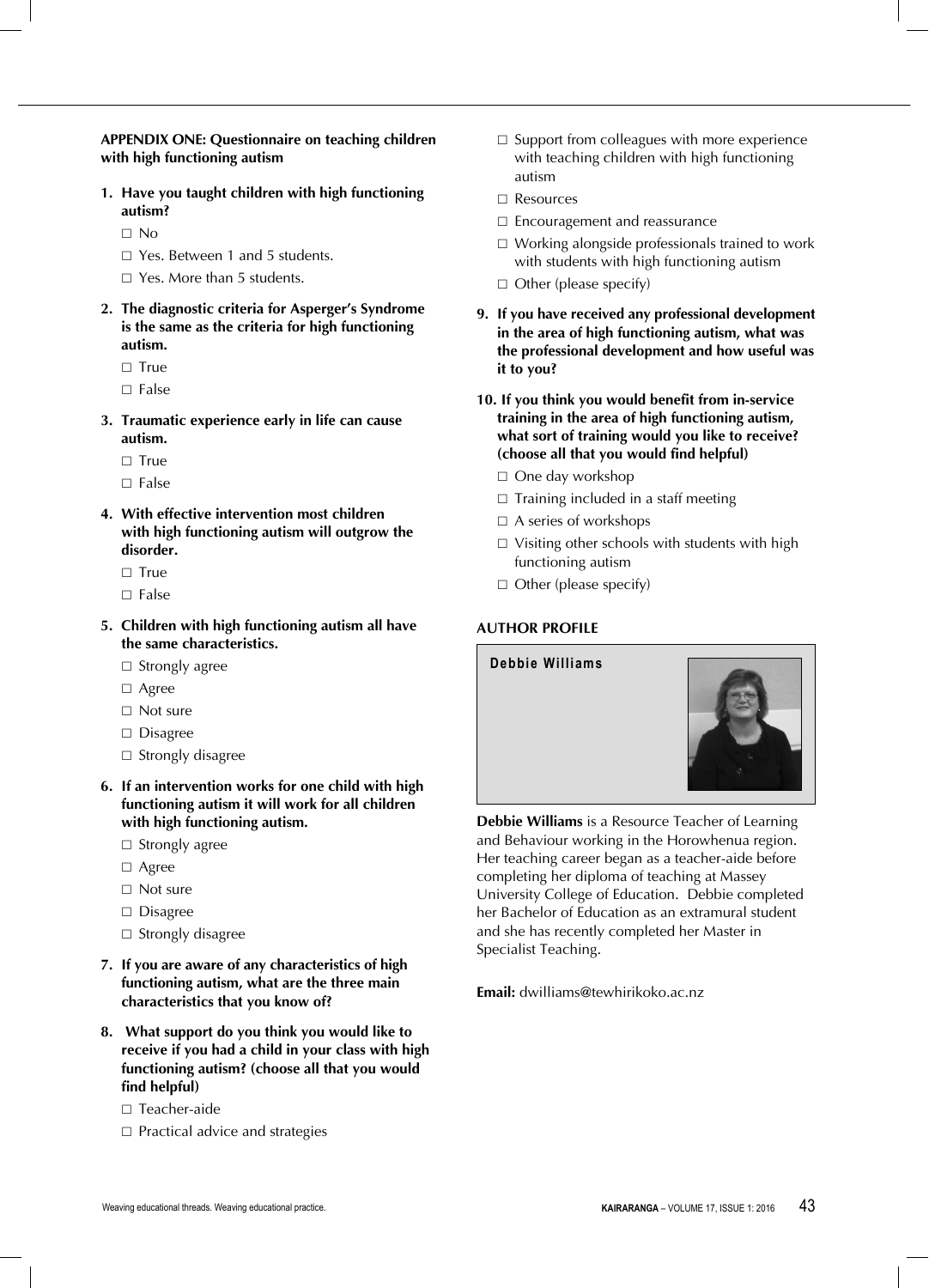**APPENDIX ONE: Questionnaire on teaching children with high functioning autism**

1. **Have you taught children with high functioning autism?**
   - □ No
   - □ Yes. Between 1 and 5 students.
   - □ Yes. More than 5 students.

2. **The diagnostic criteria for Asperger's Syndrome is the same as the criteria for high functioning autism.**
   - □ True
   - □ False

3. **Traumatic experience early in life can cause autism.**
   - □ True
   - □ False

4. **With effective intervention most children with high functioning autism will outgrow the disorder.**
   - □ True
   - □ False

5. **Children with high functioning autism all have the same characteristics.**
   - □ Strongly agree
   - □ Agree
   - □ Not sure
   - □ Disagree
   - □ Strongly disagree

6. **If an intervention works for one child with high functioning autism it will work for all children with high functioning autism.**
   - □ Strongly agree
   - □ Agree
   - □ Not sure
   - □ Disagree
   - □ Strongly disagree

7. **If you are aware of any characteristics of high functioning autism, what are the three main characteristics that you know of?**

8. **What support do you think you would like to receive if you had a child in your class with high functioning autism? (choose all that you would find helpful)**
   - □ Teacher-aide
   - □ Practical advice and strategies
   - □ Support from colleagues with more experience with teaching children with high functioning autism
   - □ Resources
   - □ Encouragement and reassurance
   - □ Working alongside professionals trained to work with students with high functioning autism
   - □ Other (please specify)

9. **If you have received any professional development in the area of high functioning autism, what was the professional development and how useful was it to you?**

10. **If you think you would benefit from in-service training in the area of high functioning autism, what sort of training would you like to receive? (choose all that you would find helpful)**
    - □ One day workshop
    - □ Training included in a staff meeting
    - □ A series of workshops
    - □ Visiting other schools with students with high functioning autism
    - □ Other (please specify)

## AUTHOR PROFILE

**Debbie Williams**

**Debbie Williams** is a Resource Teacher of Learning and Behaviour working in the Horowhenua region. Her teaching career began as a teacher-aide before completing her diploma of teaching at Massey University College of Education. Debbie completed her Bachelor of Education as an extramural student and she has recently completed her Master in Specialist Teaching.

**Email:** dwilliams@tewhirikoko.ac.nz